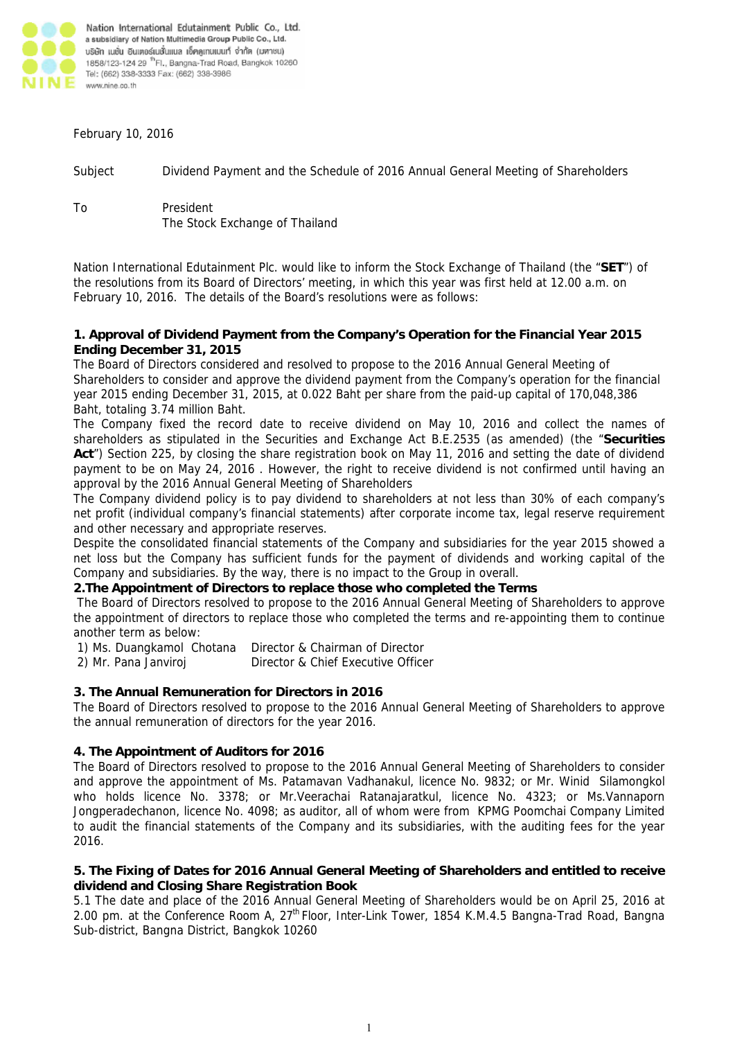Nation International Edutainment Public Co., Ltd.
a subsidiary of Nation Multimedia Group Public Co., Ltd.
บริษัท เนชั่น อินเตอร์เนชั่นแนล เอ็ดดูเทนเมนท์ จำกัด (มหาชน)
1858/123-124 29 [th]Fl., Bangna-Trad Road, Bangkok 10260
Tel: (662) 338-3333 Fax: (662) 338-3986
www.nine.co.th

February 10, 2016

Subject Dividend Payment and the Schedule of 2016 Annual General Meeting of Shareholders

To President
The Stock Exchange of Thailand

Nation International Edutainment Plc. would like to inform the Stock Exchange of Thailand (the "**SET**") of the resolutions from its Board of Directors' meeting, in which this year was first held at 12.00 a.m. on February 10, 2016. The details of the Board's resolutions were as follows:

**1. Approval of Dividend Payment from the Company's Operation for the Financial Year 2015 Ending December 31, 2015**

The Board of Directors considered and resolved to propose to the 2016 Annual General Meeting of Shareholders to consider and approve the dividend payment from the Company's operation for the financial year 2015 ending December 31, 2015, at 0.022 Baht per share from the paid-up capital of 170,048,386 Baht, totaling 3.74 million Baht.

The Company fixed the record date to receive dividend on May 10, 2016 and collect the names of shareholders as stipulated in the Securities and Exchange Act B.E.2535 (as amended) (the "**Securities Act**") Section 225, by closing the share registration book on May 11, 2016 and setting the date of dividend payment to be on May 24, 2016 . However, the right to receive dividend is not confirmed until having an approval by the 2016 Annual General Meeting of Shareholders

The Company dividend policy is to pay dividend to shareholders at not less than 30% of each company's net profit (individual company's financial statements) after corporate income tax, legal reserve requirement and other necessary and appropriate reserves.

Despite the consolidated financial statements of the Company and subsidiaries for the year 2015 showed a net loss but the Company has sufficient funds for the payment of dividends and working capital of the Company and subsidiaries. By the way, there is no impact to the Group in overall.

**2.The Appointment of Directors to replace those who completed the Terms**

The Board of Directors resolved to propose to the 2016 Annual Meeting of Shareholders to approve the appointment of directors to replace those who completed the terms and re-appointing them to continue another term as below:

1) Ms. Duangkamol Chotana Director & Chairman of Director
2) Mr. Pana Janviroj Director & Chief Executive Officer

**3. The Annual Remuneration for Directors in 2016**

The Board of Directors resolved to propose to the 2016 Annual General Meeting of Shareholders to approve the annual remuneration of directors for the year 2016.

**4. The Appointment of Auditors for 2016**

The Board of Directors resolved to propose to the 2016 Annual General Meeting of Shareholders to consider and approve the appointment of Ms. Patamavan Vadhanakul, licence No. 9832; or Mr. Winid Silamongkol who holds licence No. 3378; or Mr.Veerachai Ratanajaratkul, licence No. 4323; or Ms.Vannaporn Jongperadechanon, licence No. 4098; as auditor, all of whom were from KPMG Poomchai Company Limited to audit the financial statements of the Company and its subsidiaries, with the auditing fees for the year 2016.

**5. The Fixing of Dates for 2016 Annual General Meeting of Shareholders and entitled to receive dividend and Closing Share Registration Book**

5.1 The date and place of the 2016 Annual General Meeting of Shareholders would be on April 25, 2016 at 2.00 pm. at the Conference Room A, 27[th] Floor, Inter-Link Tower, 1854 K.M.4.5 Bangna-Trad Road, Bangna Sub-district, Bangna District, Bangkok 10260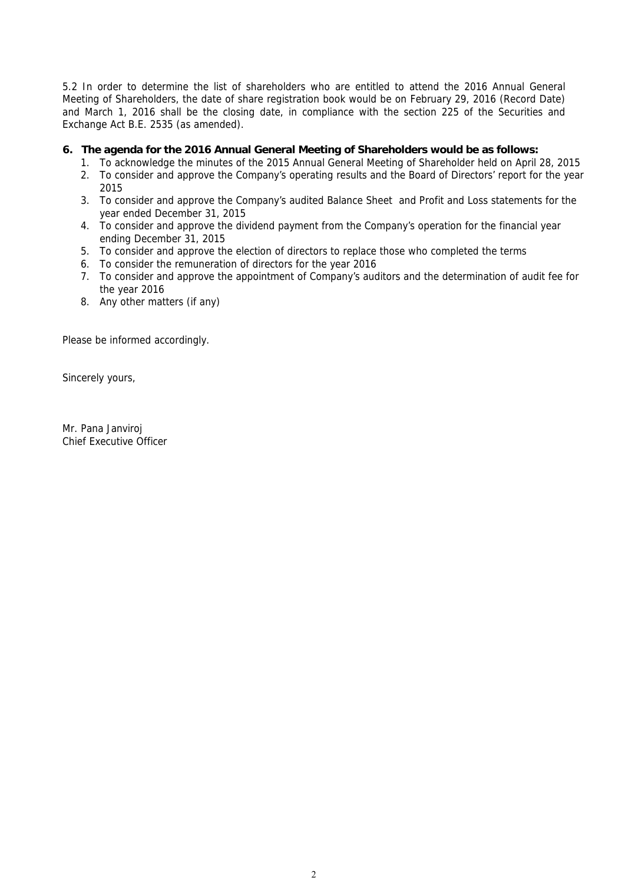5.2 In order to determine the list of shareholders who are entitled to attend the 2016 Annual General Meeting of Shareholders, the date of share registration book would be on February 29, 2016 (Record Date) and March 1, 2016 shall be the closing date, in compliance with the section 225 of the Securities and Exchange Act B.E. 2535 (as amended).

**6. The agenda for the 2016 Annual General Meeting of Shareholders would be as follows:**

1. To acknowledge the minutes of the 2015 Annual General Meeting of Shareholder held on April 28, 2015
2. To consider and approve the Company's operating results and the Board of Directors' report for the year 2015
3. To consider and approve the Company's audited Balance Sheet and Profit and Loss statements for the year ended December 31, 2015
4. To consider and approve the dividend payment from the Company's operation for the financial year ending December 31, 2015
5. To consider and approve the election of directors to replace those who completed the terms
6. To consider the remuneration of directors for the year 2016
7. To consider and approve the appointment of Company's auditors and the determination of audit fee for the year 2016
8. Any other matters (if any)

Please be informed accordingly.

Sincerely yours,

Mr. Pana Janviroj
Chief Executive Officer